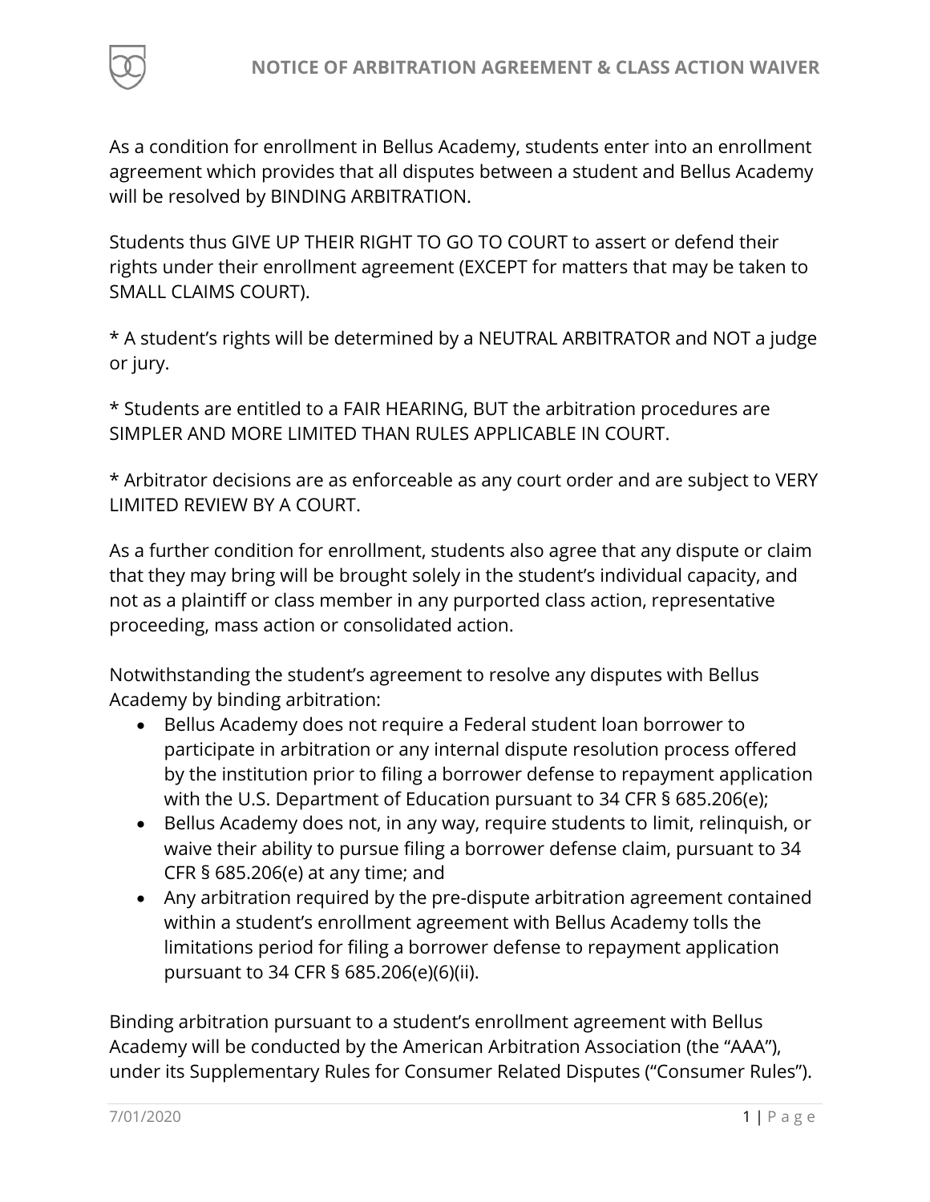# NOTICE OF ARBITRATION AGREEMENT & CLASS ACTION WAIVER

As a condition for enrollment in Bellus Academy, students enter into an enrollment agreement which provides that all disputes between a student and Bellus Academy will be resolved by BINDING ARBITRATION.

Students thus GIVE UP THEIR RIGHT TO GO TO COURT to assert or defend their rights under their enrollment agreement (EXCEPT for matters that may be taken to SMALL CLAIMS COURT).

* A student's rights will be determined by a NEUTRAL ARBITRATOR and NOT a judge or jury.

* Students are entitled to a FAIR HEARING, BUT the arbitration procedures are SIMPLER AND MORE LIMITED THAN RULES APPLICABLE IN COURT.

* Arbitrator decisions are as enforceable as any court order and are subject to VERY LIMITED REVIEW BY A COURT.

As a further condition for enrollment, students also agree that any dispute or claim that they may bring will be brought solely in the student's individual capacity, and not as a plaintiff or class member in any purported class action, representative proceeding, mass action or consolidated action.

Notwithstanding the student's agreement to resolve any disputes with Bellus Academy by binding arbitration:

- Bellus Academy does not require a Federal student loan borrower to participate in arbitration or any internal dispute resolution process offered by the institution prior to filing a borrower defense to repayment application with the U.S. Department of Education pursuant to 34 CFR § 685.206(e);
- Bellus Academy does not, in any way, require students to limit, relinquish, or waive their ability to pursue filing a borrower defense claim, pursuant to 34 CFR § 685.206(e) at any time; and
- Any arbitration required by the pre-dispute arbitration agreement contained within a student's enrollment agreement with Bellus Academy tolls the limitations period for filing a borrower defense to repayment application pursuant to 34 CFR § 685.206(e)(6)(ii).

Binding arbitration pursuant to a student's enrollment agreement with Bellus Academy will be conducted by the American Arbitration Association (the "AAA"), under its Supplementary Rules for Consumer Related Disputes ("Consumer Rules").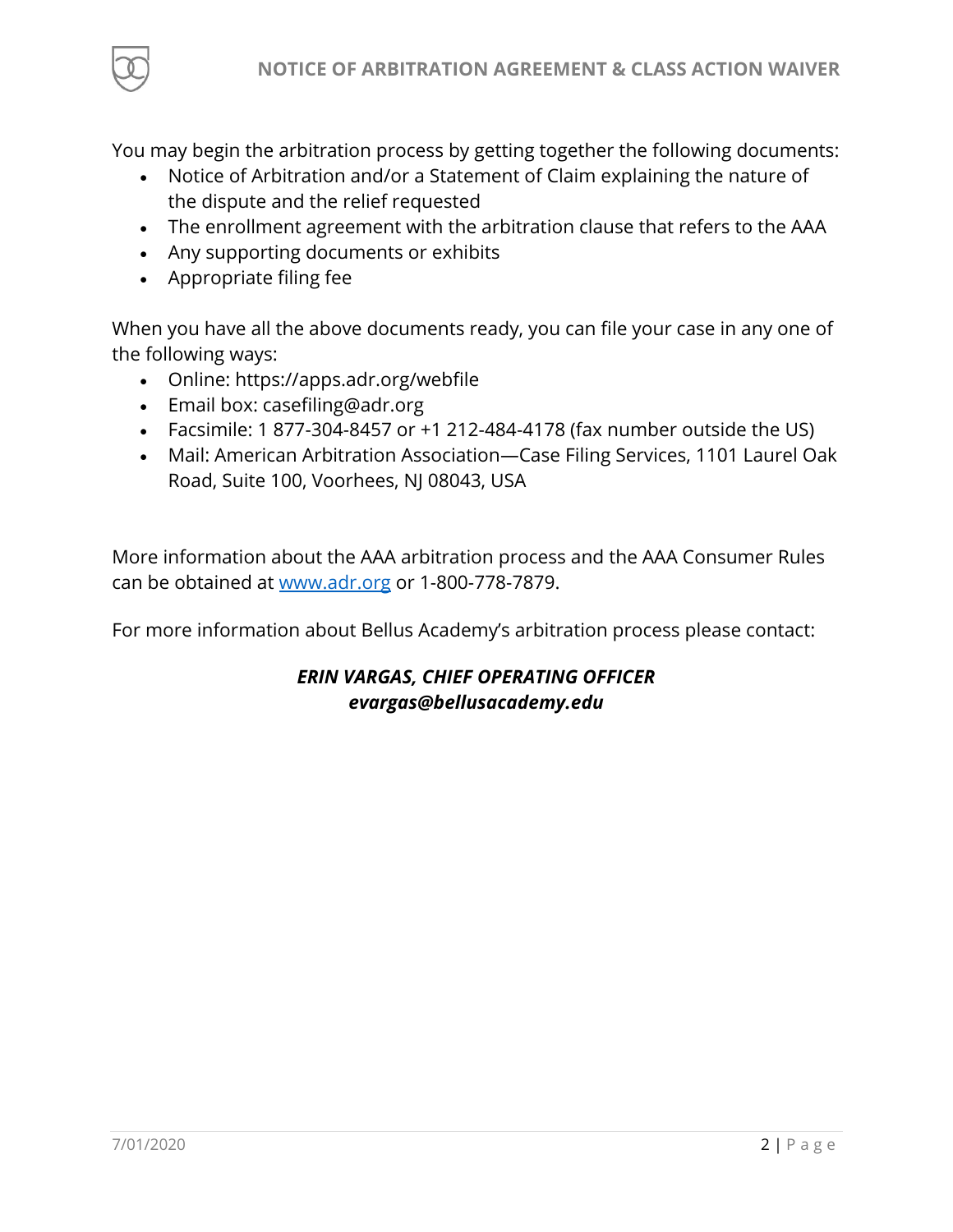You may begin the arbitration process by getting together the following documents:

- Notice of Arbitration and/or a Statement of Claim explaining the nature of the dispute and the relief requested
- The enrollment agreement with the arbitration clause that refers to the AAA
- Any supporting documents or exhibits
- Appropriate filing fee

When you have all the above documents ready, you can file your case in any one of the following ways:

- Online: https://apps.adr.org/webfile
- Email box: casefiling@adr.org
- Facsimile: 1 877-304-8457 or +1 212-484-4178 (fax number outside the US)
- Mail: American Arbitration Association—Case Filing Services, 1101 Laurel Oak Road, Suite 100, Voorhees, NJ 08043, USA

More information about the AAA arbitration process and the AAA Consumer Rules can be obtained at [www.adr.org](http://www.adr.org) or 1-800-778-7879.

For more information about Bellus Academy's arbitration process please contact:

***ERIN VARGAS, CHIEF OPERATING OFFICER***
***evargas@bellusacademy.edu***